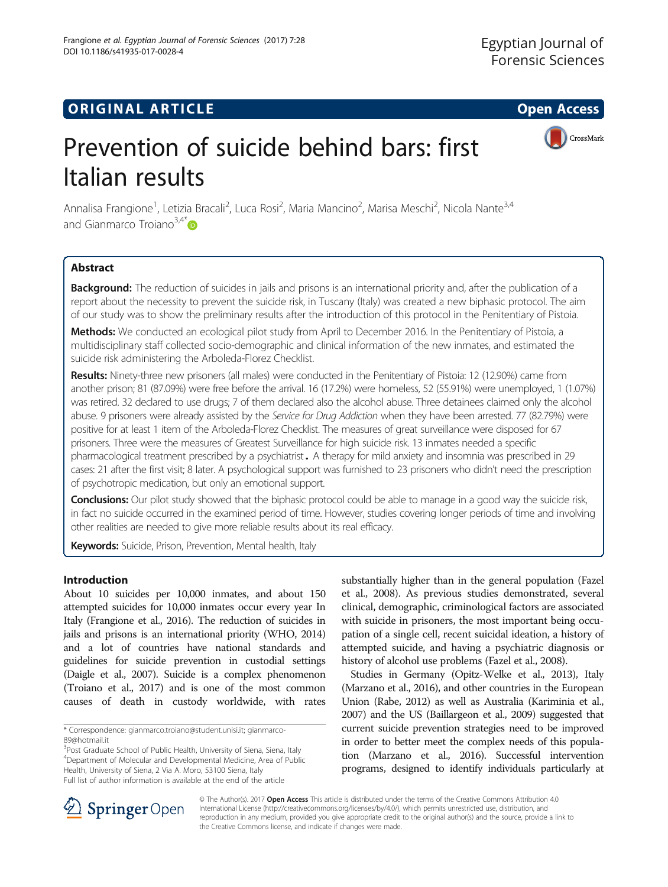## ORIGINAL ARTICLE

**Open Access**

# Prevention of suicide behind bars: first Italian results

Annalisa Frangione[1], Letizia Bracali[2], Luca Rosi[2], Maria Mancino[2], Marisa Meschi[2], Nicola Nante[3,4] and Gianmarco Troiano[3,4*]

## Abstract

**Background:** The reduction of suicides in jails and prisons is an international priority and, after the publication of a report about the necessity to prevent the suicide risk, in Tuscany (Italy) was created a new biphasic protocol. The aim of our study was to show the preliminary results after the introduction of this protocol in the Penitentiary of Pistoia.

**Methods:** We conducted an ecological pilot study from April to December 2016. In the Penitentiary of Pistoia, a multidisciplinary staff collected socio-demographic and clinical information of the new inmates, and estimated the suicide risk administering the Arboleda-Florez Checklist.

**Results:** Ninety-three new prisoners (all males) were conducted in the Penitentiary of Pistoia: 12 (12.90%) came from another prison; 81 (87.09%) were free before the arrival. 16 (17.2%) were homeless, 52 (55.91%) were unemployed, 1 (1.07%) was retired. 32 declared to use drugs; 7 of them declared also the alcohol abuse. Three detainees claimed only the alcohol abuse. 9 prisoners were already assisted by the *Service for Drug Addiction* when they have been arrested. 77 (82.79%) were positive for at least 1 item of the Arboleda-Florez Checklist. The measures of great surveillance were disposed for 67 prisoners. Three were the measures of Greatest Surveillance for high suicide risk. 13 inmates needed a specific pharmacological treatment prescribed by a psychiatrist. A therapy for mild anxiety and insomnia was prescribed in 29 cases: 21 after the first visit; 8 later. A psychological support was furnished to 23 prisoners who didn't need the prescription of psychotropic medication, but only an emotional support.

**Conclusions:** Our pilot study showed that the biphasic protocol could be able to manage in a good way the suicide risk, in fact no suicide occurred in the examined period of time. However, studies covering longer periods of time and involving other realities are needed to give more reliable results about its real efficacy.

**Keywords:** Suicide, Prison, Prevention, Mental health, Italy

## Introduction

About 10 suicides per 10,000 inmates, and about 150 attempted suicides for 10,000 inmates occur every year In Italy (Frangione et al., 2016). The reduction of suicides in jails and prisons is an international priority (WHO, 2014) and a lot of countries have national standards and guidelines for suicide prevention in custodial settings (Daigle et al., 2007). Suicide is a complex phenomenon (Troiano et al., 2017) and is one of the most common causes of death in custody worldwide, with rates substantially higher than in the general population (Fazel et al., 2008). As previous studies demonstrated, several clinical, demographic, criminological factors are associated with suicide in prisoners, the most important being occupation of a single cell, recent suicidal ideation, a history of attempted suicide, and having a psychiatric diagnosis or history of alcohol use problems (Fazel et al., 2008).

Studies in Germany (Opitz-Welke et al., 2013), Italy (Marzano et al., 2016), and other countries in the European Union (Rabe, 2012) as well as Australia (Kariminia et al., 2007) and the US (Baillargeon et al., 2009) suggested that current suicide prevention strategies need to be improved in order to better meet the complex needs of this population (Marzano et al., 2016). Successful intervention programs, designed to identify individuals particularly at

* Correspondence: gianmarco.troiano@student.unisi.it; gianmarco-89@hotmail.it
[3]Post Graduate School of Public Health, University of Siena, Siena, Italy
[4]Department of Molecular and Developmental Medicine, Area of Public Health, University of Siena, 2 Via A. Moro, 53100 Siena, Italy
Full list of author information is available at the end of the article

© The Author(s). 2017 **Open Access** This article is distributed under the terms of the Creative Commons Attribution 4.0 International License (http://creativecommons.org/licenses/by/4.0/), which permits unrestricted use, distribution, and reproduction in any medium, provided you give appropriate credit to the original author(s) and the source, provide a link to the Creative Commons license, and indicate if changes were made.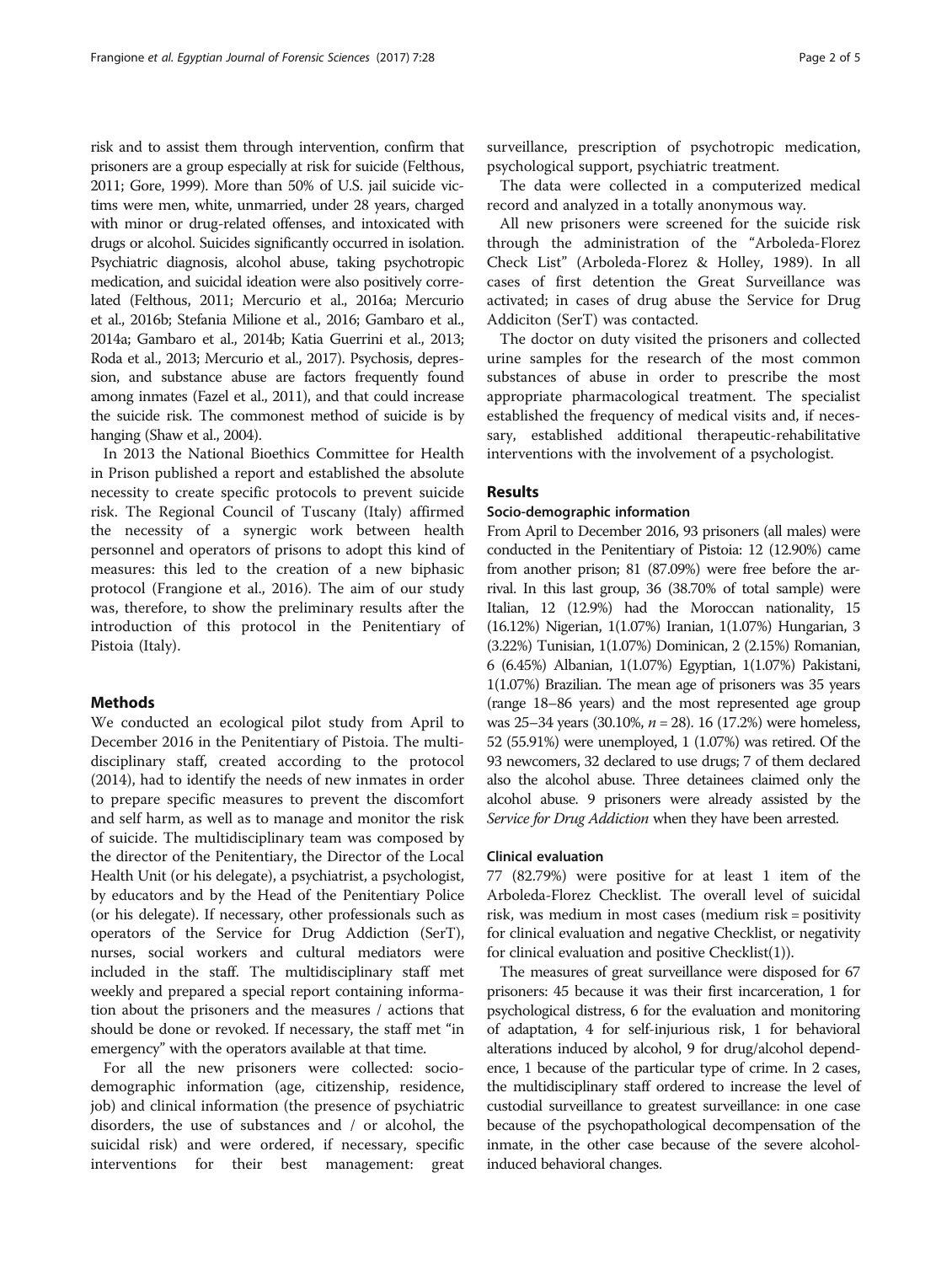risk and to assist them through intervention, confirm that prisoners are a group especially at risk for suicide (Felthous, 2011; Gore, 1999). More than 50% of U.S. jail suicide victims were men, white, unmarried, under 28 years, charged with minor or drug-related offenses, and intoxicated with drugs or alcohol. Suicides significantly occurred in isolation. Psychiatric diagnosis, alcohol abuse, taking psychotropic medication, and suicidal ideation were also positively correlated (Felthous, 2011; Mercurio et al., 2016a; Mercurio et al., 2016b; Stefania Milione et al., 2016; Gambaro et al., 2014a; Gambaro et al., 2014b; Katia Guerrini et al., 2013; Roda et al., 2013; Mercurio et al., 2017). Psychosis, depression, and substance abuse are factors frequently found among inmates (Fazel et al., 2011), and that could increase the suicide risk. The commonest method of suicide is by hanging (Shaw et al., 2004).

In 2013 the National Bioethics Committee for Health in Prison published a report and established the absolute necessity to create specific protocols to prevent suicide risk. The Regional Council of Tuscany (Italy) affirmed the necessity of a synergic work between health personnel and operators of prisons to adopt this kind of measures: this led to the creation of a new biphasic protocol (Frangione et al., 2016). The aim of our study was, therefore, to show the preliminary results after the introduction of this protocol in the Penitentiary of Pistoia (Italy).

## Methods

We conducted an ecological pilot study from April to December 2016 in the Penitentiary of Pistoia. The multidisciplinary staff, created according to the protocol (2014), had to identify the needs of new inmates in order to prepare specific measures to prevent the discomfort and self harm, as well as to manage and monitor the risk of suicide. The multidisciplinary team was composed by the director of the Penitentiary, the Director of the Local Health Unit (or his delegate), a psychiatrist, a psychologist, by educators and by the Head of the Penitentiary Police (or his delegate). If necessary, other professionals such as operators of the Service for Drug Addiction (SerT), nurses, social workers and cultural mediators were included in the staff. The multidisciplinary staff met weekly and prepared a special report containing information about the prisoners and the measures / actions that should be done or revoked. If necessary, the staff met "in emergency" with the operators available at that time.

For all the new prisoners were collected: socio-demographic information (age, citizenship, residence, job) and clinical information (the presence of psychiatric disorders, the use of substances and / or alcohol, the suicidal risk) and were ordered, if necessary, specific interventions for their best management: great surveillance, prescription of psychotropic medication, psychological support, psychiatric treatment.

The data were collected in a computerized medical record and analyzed in a totally anonymous way.

All new prisoners were screened for the suicide risk through the administration of the "Arboleda-Florez Check List" (Arboleda-Florez & Holley, 1989). In all cases of first detention the Great Surveillance was activated; in cases of drug abuse the Service for Drug Addiciton (SerT) was contacted.

The doctor on duty visited the prisoners and collected urine samples for the research of the most common substances of abuse in order to prescribe the most appropriate pharmacological treatment. The specialist established the frequency of medical visits and, if necessary, established additional therapeutic-rehabilitative interventions with the involvement of a psychologist.

## Results

### Socio-demographic information

From April to December 2016, 93 prisoners (all males) were conducted in the Penitentiary of Pistoia: 12 (12.90%) came from another prison; 81 (87.09%) were free before the arrival. In this last group, 36 (38.70% of total sample) were Italian, 12 (12.9%) had the Moroccan nationality, 15 (16.12%) Nigerian, 1(1.07%) Iranian, 1(1.07%) Hungarian, 3 (3.22%) Tunisian, 1(1.07%) Dominican, 2 (2.15%) Romanian, 6 (6.45%) Albanian, 1(1.07%) Egyptian, 1(1.07%) Pakistani, 1(1.07%) Brazilian. The mean age of prisoners was 35 years (range 18–86 years) and the most represented age group was 25–34 years (30.10%, $n = 28$). 16 (17.2%) were homeless, 52 (55.91%) were unemployed, 1 (1.07%) was retired. Of the 93 newcomers, 32 declared to use drugs; 7 of them declared also the alcohol abuse. Three detainees claimed only the alcohol abuse. 9 prisoners were already assisted by the *Service for Drug Addiction* when they have been arrested.

### Clinical evaluation

77 (82.79%) were positive for at least 1 item of the Arboleda-Florez Checklist. The overall level of suicidal risk, was medium in most cases (medium risk = positivity for clinical evaluation and negative Checklist, or negativity for clinical evaluation and positive Checklist(1)).

The measures of great surveillance were disposed for 67 prisoners: 45 because it was their first incarceration, 1 for psychological distress, 6 for the evaluation and monitoring of adaptation, 4 for self-injurious risk, 1 for behavioral alterations induced by alcohol, 9 for drug/alcohol dependence, 1 because of the particular type of crime. In 2 cases, the multidisciplinary staff ordered to increase the level of custodial surveillance to greatest surveillance: in one case because of the psychopathological decompensation of the inmate, in the other case because of the severe alcohol-induced behavioral changes.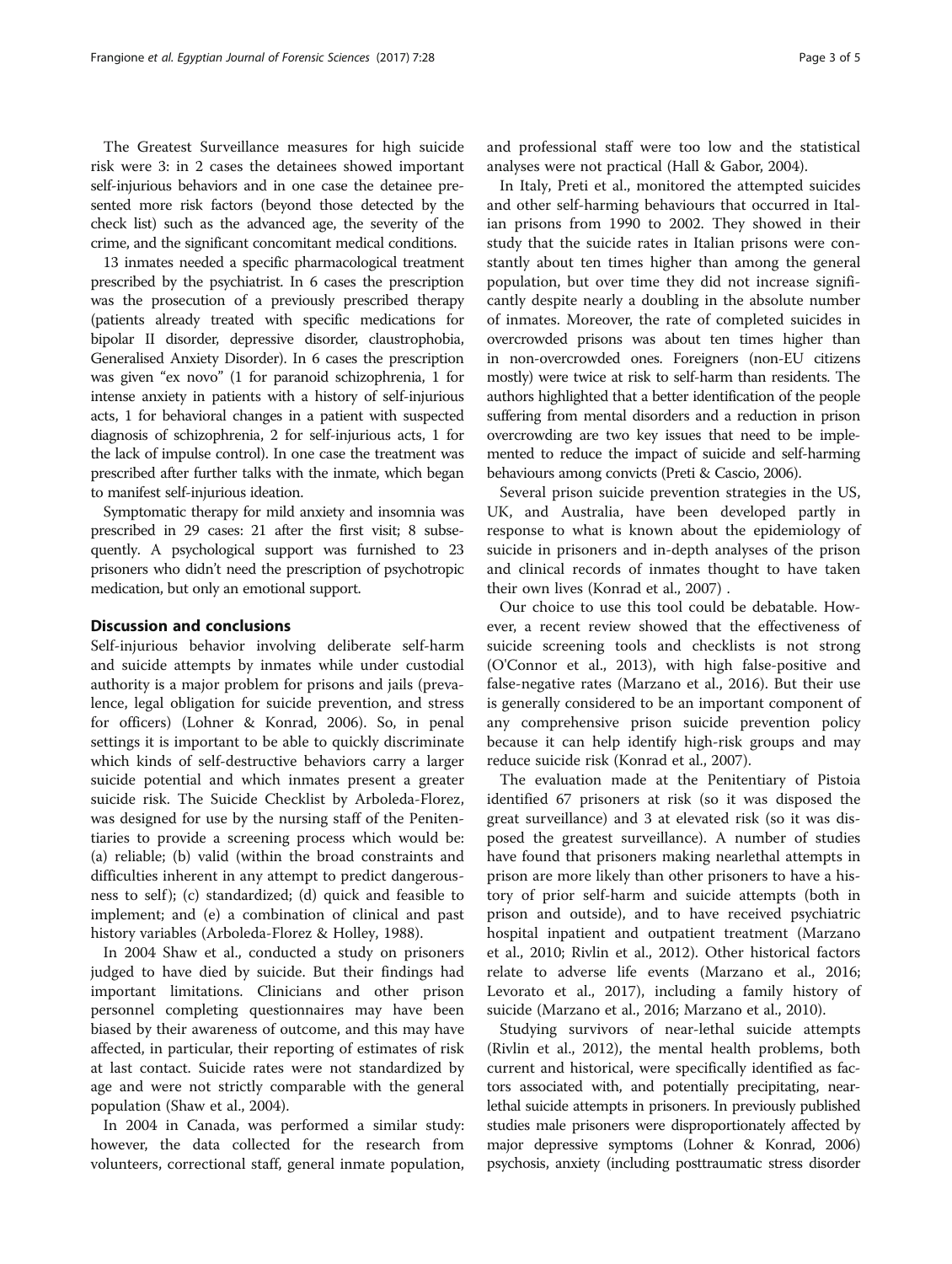The Greatest Surveillance measures for high suicide risk were 3: in 2 cases the detainees showed important self-injurious behaviors and in one case the detainee presented more risk factors (beyond those detected by the check list) such as the advanced age, the severity of the crime, and the significant concomitant medical conditions.

13 inmates needed a specific pharmacological treatment prescribed by the psychiatrist. In 6 cases the prescription was the prosecution of a previously prescribed therapy (patients already treated with specific medications for bipolar II disorder, depressive disorder, claustrophobia, Generalised Anxiety Disorder). In 6 cases the prescription was given "ex novo" (1 for paranoid schizophrenia, 1 for intense anxiety in patients with a history of self-injurious acts, 1 for behavioral changes in a patient with suspected diagnosis of schizophrenia, 2 for self-injurious acts, 1 for the lack of impulse control). In one case the treatment was prescribed after further talks with the inmate, which began to manifest self-injurious ideation.

Symptomatic therapy for mild anxiety and insomnia was prescribed in 29 cases: 21 after the first visit; 8 subsequently. A psychological support was furnished to 23 prisoners who didn't need the prescription of psychotropic medication, but only an emotional support.

## Discussion and conclusions

Self-injurious behavior involving deliberate self-harm and suicide attempts by inmates while under custodial authority is a major problem for prisons and jails (prevalence, legal obligation for suicide prevention, and stress for officers) (Lohner & Konrad, 2006). So, in penal settings it is important to be able to quickly discriminate which kinds of self-destructive behaviors carry a larger suicide potential and which inmates present a greater suicide risk. The Suicide Checklist by Arboleda-Florez, was designed for use by the nursing staff of the Penitentiaries to provide a screening process which would be: (a) reliable; (b) valid (within the broad constraints and difficulties inherent in any attempt to predict dangerousness to self); (c) standardized; (d) quick and feasible to implement; and (e) a combination of clinical and past history variables (Arboleda-Florez & Holley, 1988).

In 2004 Shaw et al., conducted a study on prisoners judged to have died by suicide. But their findings had important limitations. Clinicians and other prison personnel completing questionnaires may have been biased by their awareness of outcome, and this may have affected, in particular, their reporting of estimates of risk at last contact. Suicide rates were not standardized by age and were not strictly comparable with the general population (Shaw et al., 2004).

In 2004 in Canada, was performed a similar study: however, the data collected for the research from volunteers, correctional staff, general inmate population, and professional staff were too low and the statistical analyses were not practical (Hall & Gabor, 2004).

In Italy, Preti et al., monitored the attempted suicides and other self-harming behaviours that occurred in Italian prisons from 1990 to 2002. They showed in their study that the suicide rates in Italian prisons were constantly about ten times higher than among the general population, but over time they did not increase significantly despite nearly a doubling in the absolute number of inmates. Moreover, the rate of completed suicides in overcrowded prisons was about ten times higher than in non-overcrowded ones. Foreigners (non-EU citizens mostly) were twice at risk to self-harm than residents. The authors highlighted that a better identification of the people suffering from mental disorders and a reduction in prison overcrowding are two key issues that need to be implemented to reduce the impact of suicide and self-harming behaviours among convicts (Preti & Cascio, 2006).

Several prison suicide prevention strategies in the US, UK, and Australia, have been developed partly in response to what is known about the epidemiology of suicide in prisoners and in-depth analyses of the prison and clinical records of inmates thought to have taken their own lives (Konrad et al., 2007) .

Our choice to use this tool could be debatable. However, a recent review showed that the effectiveness of suicide screening tools and checklists is not strong (O'Connor et al., 2013), with high false-positive and false-negative rates (Marzano et al., 2016). But their use is generally considered to be an important component of any comprehensive prison suicide prevention policy because it can help identify high-risk groups and may reduce suicide risk (Konrad et al., 2007).

The evaluation made at the Penitentiary of Pistoia identified 67 prisoners at risk (so it was disposed the great surveillance) and 3 at elevated risk (so it was disposed the greatest surveillance). A number of studies have found that prisoners making nearlethal attempts in prison are more likely than other prisoners to have a history of prior self-harm and suicide attempts (both in prison and outside), and to have received psychiatric hospital inpatient and outpatient treatment (Marzano et al., 2010; Rivlin et al., 2012). Other historical factors relate to adverse life events (Marzano et al., 2016; Levorato et al., 2017), including a family history of suicide (Marzano et al., 2016; Marzano et al., 2010).

Studying survivors of near-lethal suicide attempts (Rivlin et al., 2012), the mental health problems, both current and historical, were specifically identified as factors associated with, and potentially precipitating, near-lethal suicide attempts in prisoners. In previously published studies male prisoners were disproportionately affected by major depressive symptoms (Lohner & Konrad, 2006) psychosis, anxiety (including posttraumatic stress disorder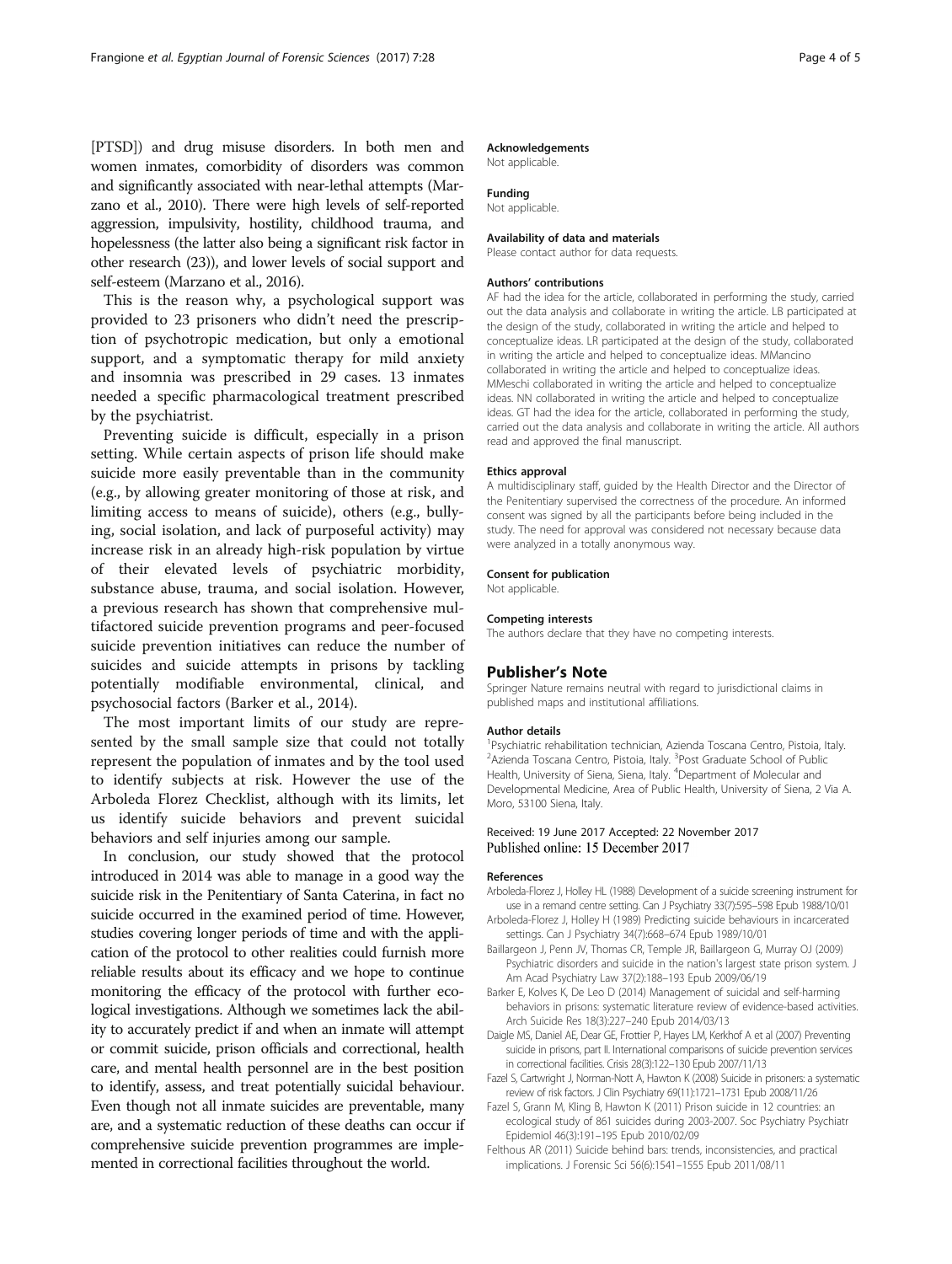[PTSD]) and drug misuse disorders. In both men and women inmates, comorbidity of disorders was common and significantly associated with near-lethal attempts (Marzano et al., 2010). There were high levels of self-reported aggression, impulsivity, hostility, childhood trauma, and hopelessness (the latter also being a significant risk factor in other research (23)), and lower levels of social support and self-esteem (Marzano et al., 2016).

This is the reason why, a psychological support was provided to 23 prisoners who didn't need the prescription of psychotropic medication, but only a emotional support, and a symptomatic therapy for mild anxiety and insomnia was prescribed in 29 cases. 13 inmates needed a specific pharmacological treatment prescribed by the psychiatrist.

Preventing suicide is difficult, especially in a prison setting. While certain aspects of prison life should make suicide more easily preventable than in the community (e.g., by allowing greater monitoring of those at risk, and limiting access to means of suicide), others (e.g., bullying, social isolation, and lack of purposeful activity) may increase risk in an already high-risk population by virtue of their elevated levels of psychiatric morbidity, substance abuse, trauma, and social isolation. However, a previous research has shown that comprehensive multifactored suicide prevention programs and peer-focused suicide prevention initiatives can reduce the number of suicides and suicide attempts in prisons by tackling potentially modifiable environmental, clinical, and psychosocial factors (Barker et al., 2014).

The most important limits of our study are represented by the small sample size that could not totally represent the population of inmates and by the tool used to identify subjects at risk. However the use of the Arboleda Florez Checklist, although with its limits, let us identify suicide behaviors and prevent suicidal behaviors and self injuries among our sample.

In conclusion, our study showed that the protocol introduced in 2014 was able to manage in a good way the suicide risk in the Penitentiary of Santa Caterina, in fact no suicide occurred in the examined period of time. However, studies covering longer periods of time and with the application of the protocol to other realities could furnish more reliable results about its efficacy and we hope to continue monitoring the efficacy of the protocol with further ecological investigations. Although we sometimes lack the ability to accurately predict if and when an inmate will attempt or commit suicide, prison officials and correctional, health care, and mental health personnel are in the best position to identify, assess, and treat potentially suicidal behaviour. Even though not all inmate suicides are preventable, many are, and a systematic reduction of these deaths can occur if comprehensive suicide prevention programmes are implemented in correctional facilities throughout the world.

#### Acknowledgements

Not applicable.

#### Funding

Not applicable.

#### Availability of data and materials

Please contact author for data requests.

#### Authors' contributions

AF had the idea for the article, collaborated in performing the study, carried out the data analysis and collaborate in writing the article. LB participated at the design of the study, collaborated in writing the article and helped to conceptualize ideas. LR participated at the design of the study, collaborated in writing the article and helped to conceptualize ideas. MMancino collaborated in writing the article and helped to conceptualize ideas. MMeschi collaborated in writing the article and helped to conceptualize ideas. NN collaborated in writing the article and helped to conceptualize ideas. GT had the idea for the article, collaborated in performing the study, carried out the data analysis and collaborate in writing the article. All authors read and approved the final manuscript.

#### Ethics approval

A multidisciplinary staff, guided by the Health Director and the Director of the Penitentiary supervised the correctness of the procedure. An informed consent was signed by all the participants before being included in the study. The need for approval was considered not necessary because data were analyzed in a totally anonymous way.

#### Consent for publication

Not applicable.

#### Competing interests

The authors declare that they have no competing interests.

## Publisher's Note

Springer Nature remains neutral with regard to jurisdictional claims in published maps and institutional affiliations.

#### Author details

[1]Psychiatric rehabilitation technician, Azienda Toscana Centro, Pistoia, Italy. [2]Azienda Toscana Centro, Pistoia, Italy. [3]Post Graduate School of Public Health, University of Siena, Siena, Italy. [4]Department of Molecular and Developmental Medicine, Area of Public Health, University of Siena, 2 Via A. Moro, 53100 Siena, Italy.

Received: 19 June 2017 Accepted: 22 November 2017
Published online: 15 December 2017

#### References

Arboleda-Florez J, Holley HL (1988) Development of a suicide screening instrument for use in a remand centre setting. Can J Psychiatry 33(7):595–598 Epub 1988/10/01

Arboleda-Florez J, Holley H (1989) Predicting suicide behaviours in incarcerated settings. Can J Psychiatry 34(7):668–674 Epub 1989/10/01

Baillargeon J, Penn JV, Thomas CR, Temple JR, Baillargeon G, Murray OJ (2009) Psychiatric disorders and suicide in the nation's largest state prison system. J Am Acad Psychiatry Law 37(2):188–193 Epub 2009/06/19

Barker E, Kolves K, De Leo D (2014) Management of suicidal and self-harming behaviors in prisons: systematic literature review of evidence-based activities. Arch Suicide Res 18(3):227–240 Epub 2014/03/13

Daigle MS, Daniel AE, Dear GE, Frottier P, Hayes LM, Kerkhof A et al (2007) Preventing suicide in prisons, part II. International comparisons of suicide prevention services in correctional facilities. Crisis 28(3):122–130 Epub 2007/11/13

Fazel S, Cartwright J, Norman-Nott A, Hawton K (2008) Suicide in prisoners: a systematic review of risk factors. J Clin Psychiatry 69(11):1721–1731 Epub 2008/11/26

Fazel S, Grann M, Kling B, Hawton K (2011) Prison suicide in 12 countries: an ecological study of 861 suicides during 2003-2007. Soc Psychiatry Psychiatr Epidemiol 46(3):191–195 Epub 2010/02/09

Felthous AR (2011) Suicide behind bars: trends, inconsistencies, and practical implications. J Forensic Sci 56(6):1541–1555 Epub 2011/08/11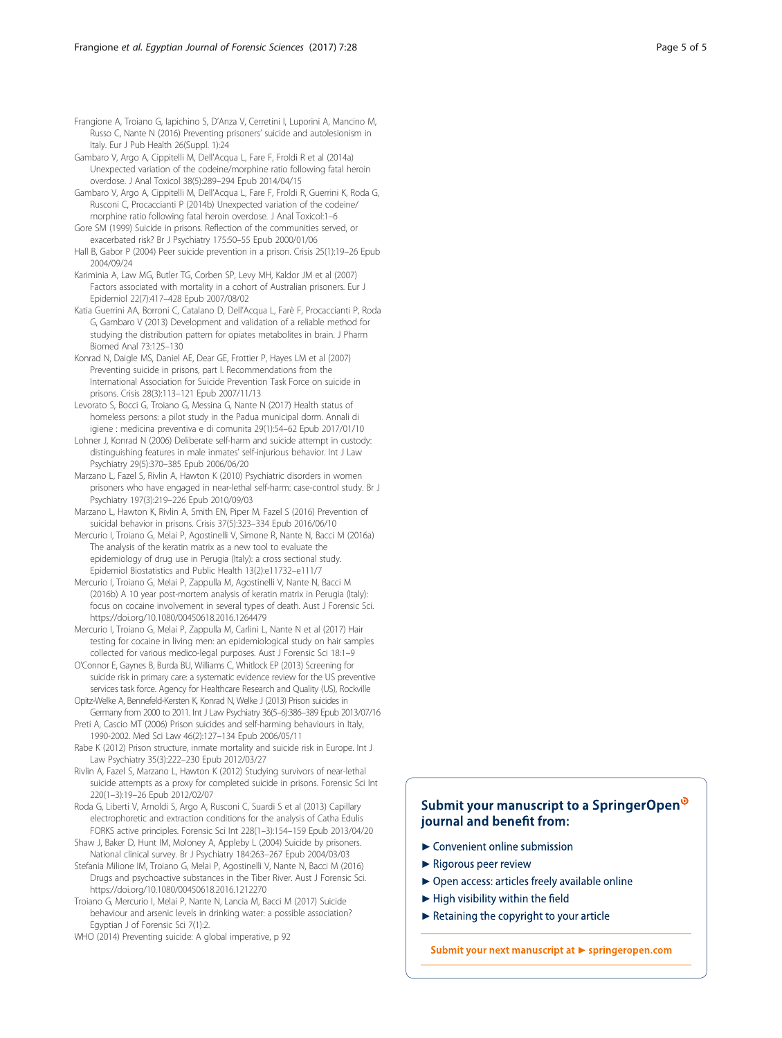Frangione A, Troiano G, Iapichino S, D'Anza V, Cerretini I, Luporini A, Mancino M, Russo C, Nante N (2016) Preventing prisoners' suicide and autolesionism in Italy. Eur J Pub Health 26(Suppl. 1):24

Gambaro V, Argo A, Cippitelli M, Dell'Acqua L, Fare F, Froldi R et al (2014a) Unexpected variation of the codeine/morphine ratio following fatal heroin overdose. J Anal Toxicol 38(5):289–294 Epub 2014/04/15

Gambaro V, Argo A, Cippitelli M, Dell'Acqua L, Fare F, Froldi R, Guerrini K, Roda G, Rusconi C, Procaccianti P (2014b) Unexpected variation of the codeine/morphine ratio following fatal heroin overdose. J Anal Toxicol:1–6

Gore SM (1999) Suicide in prisons. Reflection of the communities served, or exacerbated risk? Br J Psychiatry 175:50–55 Epub 2000/01/06

Hall B, Gabor P (2004) Peer suicide prevention in a prison. Crisis 25(1):19–26 Epub 2004/09/24

Kariminia A, Law MG, Butler TG, Corben SP, Levy MH, Kaldor JM et al (2007) Factors associated with mortality in a cohort of Australian prisoners. Eur J Epidemiol 22(7):417–428 Epub 2007/08/02

Katia Guerrini AA, Borroni C, Catalano D, Dell'Acqua L, Farè F, Procaccianti P, Roda G, Gambaro V (2013) Development and validation of a reliable method for studying the distribution pattern for opiates metabolites in brain. J Pharm Biomed Anal 73:125–130

Konrad N, Daigle MS, Daniel AE, Dear GE, Frottier P, Hayes LM et al (2007) Preventing suicide in prisons, part I. Recommendations from the International Association for Suicide Prevention Task Force on suicide in prisons. Crisis 28(3):113–121 Epub 2007/11/13

Levorato S, Bocci G, Troiano G, Messina G, Nante N (2017) Health status of homeless persons: a pilot study in the Padua municipal dorm. Annali di igiene : medicina preventiva e di comunita 29(1):54–62 Epub 2017/01/10

Lohner J, Konrad N (2006) Deliberate self-harm and suicide attempt in custody: distinguishing features in male inmates' self-injurious behavior. Int J Law Psychiatry 29(5):370–385 Epub 2006/06/20

Marzano L, Fazel S, Rivlin A, Hawton K (2010) Psychiatric disorders in women prisoners who have engaged in near-lethal self-harm: case-control study. Br J Psychiatry 197(3):219–226 Epub 2010/09/03

Marzano L, Hawton K, Rivlin A, Smith EN, Piper M, Fazel S (2016) Prevention of suicidal behavior in prisons. Crisis 37(5):323–334 Epub 2016/06/10

Mercurio I, Troiano G, Melai P, Agostinelli V, Simone R, Nante N, Bacci M (2016a) The analysis of the keratin matrix as a new tool to evaluate the epidemiology of drug use in Perugia (Italy): a cross sectional study. Epidemiol Biostatistics and Public Health 13(2):e11732–e111/7

Mercurio I, Troiano G, Melai P, Zappulla M, Agostinelli V, Nante N, Bacci M (2016b) A 10 year post-mortem analysis of keratin matrix in Perugia (Italy): focus on cocaine involvement in several types of death. Aust J Forensic Sci. https://doi.org/10.1080/00450618.2016.1264479

Mercurio I, Troiano G, Melai P, Zappulla M, Carlini L, Nante N et al (2017) Hair testing for cocaine in living men: an epidemiological study on hair samples collected for various medico-legal purposes. Aust J Forensic Sci 18:1–9

O'Connor E, Gaynes B, Burda BU, Williams C, Whitlock EP (2013) Screening for suicide risk in primary care: a systematic evidence review for the US preventive services task force. Agency for Healthcare Research and Quality (US), Rockville

Opitz-Welke A, Bennefeld-Kersten K, Konrad N, Welke J (2013) Prison suicides in Germany from 2000 to 2011. Int J Law Psychiatry 36(5–6):386–389 Epub 2013/07/16

Preti A, Cascio MT (2006) Prison suicides and self-harming behaviours in Italy, 1990-2002. Med Sci Law 46(2):127–134 Epub 2006/05/11

Rabe K (2012) Prison structure, inmate mortality and suicide risk in Europe. Int J Law Psychiatry 35(3):222–230 Epub 2012/03/27

Rivlin A, Fazel S, Marzano L, Hawton K (2012) Studying survivors of near-lethal suicide attempts as a proxy for completed suicide in prisons. Forensic Sci Int 220(1–3):19–26 Epub 2012/02/07

Roda G, Liberti V, Arnoldi S, Argo A, Rusconi C, Suardi S et al (2013) Capillary electrophoretic and extraction conditions for the analysis of Catha Edulis FORKS active principles. Forensic Sci Int 228(1–3):154–159 Epub 2013/04/20

Shaw J, Baker D, Hunt IM, Moloney A, Appleby L (2004) Suicide by prisoners. National clinical survey. Br J Psychiatry 184:263–267 Epub 2004/03/03

Stefania Milione IM, Troiano G, Melai P, Agostinelli V, Nante N, Bacci M (2016) Drugs and psychoactive substances in the Tiber River. Aust J Forensic Sci. https://doi.org/10.1080/00450618.2016.1212270

Troiano G, Mercurio I, Melai P, Nante N, Lancia M, Bacci M (2017) Suicide behaviour and arsenic levels in drinking water: a possible association? Egyptian J of Forensic Sci 7(1):2.

WHO (2014) Preventing suicide: A global imperative, p 92

**Submit your manuscript to a SpringerOpen journal and benefit from:**

- ► Convenient online submission
- ► Rigorous peer review
- ► Open access: articles freely available online
- ► High visibility within the field
- ► Retaining the copyright to your article

**Submit your next manuscript at ► springeropen.com**